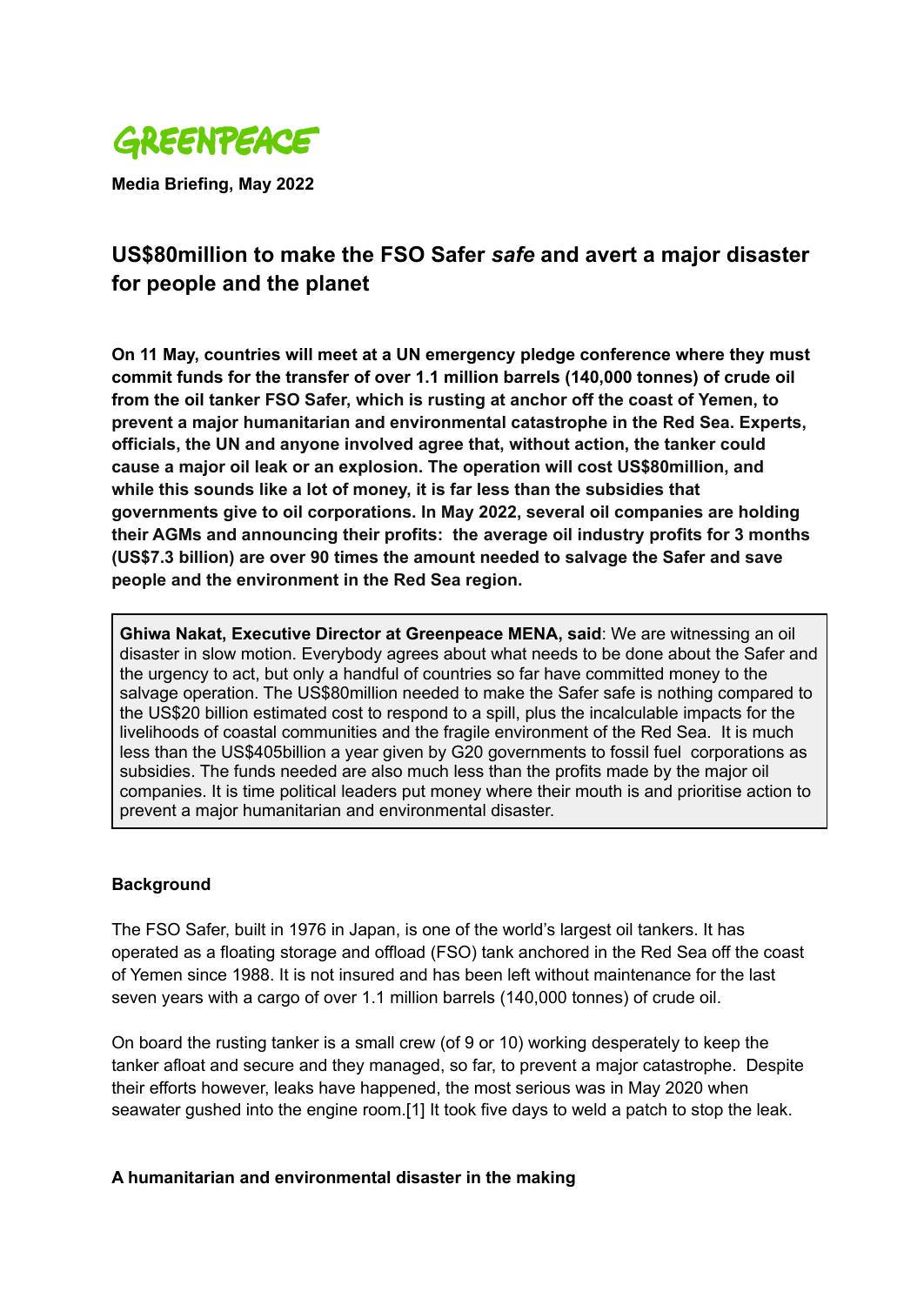GREENPEACE

**Media Briefing, May 2022**

## US$80million to make the FSO Safer *safe* and avert a major disaster for people and the planet

**On 11 May, countries will meet at a UN emergency pledge conference where they must commit funds for the transfer of over 1.1 million barrels (140,000 tonnes) of crude oil from the oil tanker FSO Safer, which is rusting at anchor off the coast of Yemen, to prevent a major humanitarian and environmental catastrophe in the Red Sea. Experts, officials, the UN and anyone involved agree that, without action, the tanker could cause a major oil leak or an explosion. The operation will cost US$80million, and while this sounds like a lot of money, it is far less than the subsidies that governments give to oil corporations. In May 2022, several oil companies are holding their AGMs and announcing their profits: the average oil industry profits for 3 months (US$7.3 billion) are over 90 times the amount needed to salvage the Safer and save people and the environment in the Red Sea region.**

> **Ghiwa Nakat, Executive Director at Greenpeace MENA, said**: We are witnessing an oil disaster in slow motion. Everybody agrees about what needs to be done about the Safer and the urgency to act, but only a handful of countries so far have committed money to the salvage operation. The US$80million needed to make the Safer safe is nothing compared to the US$20 billion estimated cost to respond to a spill, plus the incalculable impacts for the livelihoods of coastal communities and the fragile environment of the Red Sea. It is much less than the US$405billion a year given by G20 governments to fossil fuel corporations as subsidies. The funds needed are also much less than the profits made by the major oil companies. It is time political leaders put money where their mouth is and prioritise action to prevent a major humanitarian and environmental disaster.

### Background

The FSO Safer, built in 1976 in Japan, is one of the world's largest oil tankers. It has operated as a floating storage and offload (FSO) tank anchored in the Red Sea off the coast of Yemen since 1988. It is not insured and has been left without maintenance for the last seven years with a cargo of over 1.1 million barrels (140,000 tonnes) of crude oil.

On board the rusting tanker is a small crew (of 9 or 10) working desperately to keep the tanker afloat and secure and they managed, so far, to prevent a major catastrophe. Despite their efforts however, leaks have happened, the most serious was in May 2020 when seawater gushed into the engine room.[1] It took five days to weld a patch to stop the leak.

### A humanitarian and environmental disaster in the making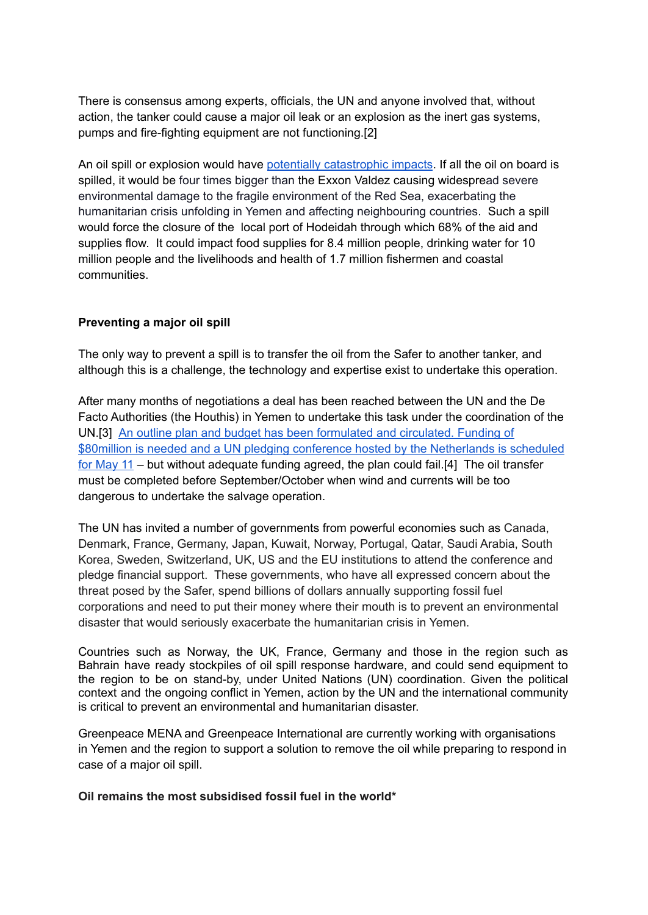There is consensus among experts, officials, the UN and anyone involved that, without action, the tanker could cause a major oil leak or an explosion as the inert gas systems, pumps and fire-fighting equipment are not functioning.[2]

An oil spill or explosion would have potentially catastrophic impacts. If all the oil on board is spilled, it would be four times bigger than the Exxon Valdez causing widespread severe environmental damage to the fragile environment of the Red Sea, exacerbating the humanitarian crisis unfolding in Yemen and affecting neighbouring countries. Such a spill would force the closure of the local port of Hodeidah through which 68% of the aid and supplies flow. It could impact food supplies for 8.4 million people, drinking water for 10 million people and the livelihoods and health of 1.7 million fishermen and coastal communities.

**Preventing a major oil spill**

The only way to prevent a spill is to transfer the oil from the Safer to another tanker, and although this is a challenge, the technology and expertise exist to undertake this operation.

After many months of negotiations a deal has been reached between the UN and the De Facto Authorities (the Houthis) in Yemen to undertake this task under the coordination of the UN.[3] An outline plan and budget has been formulated and circulated. Funding of $80million is needed and a UN pledging conference hosted by the Netherlands is scheduled for May 11 – but without adequate funding agreed, the plan could fail.[4] The oil transfer must be completed before September/October when wind and currents will be too dangerous to undertake the salvage operation.

The UN has invited a number of governments from powerful economies such as Canada, Denmark, France, Germany, Japan, Kuwait, Norway, Portugal, Qatar, Saudi Arabia, South Korea, Sweden, Switzerland, UK, US and the EU institutions to attend the conference and pledge financial support. These governments, who have all expressed concern about the threat posed by the Safer, spend billions of dollars annually supporting fossil fuel corporations and need to put their money where their mouth is to prevent an environmental disaster that would seriously exacerbate the humanitarian crisis in Yemen.

Countries such as Norway, the UK, France, Germany and those in the region such as Bahrain have ready stockpiles of oil spill response hardware, and could send equipment to the region to be on stand-by, under United Nations (UN) coordination. Given the political context and the ongoing conflict in Yemen, action by the UN and the international community is critical to prevent an environmental and humanitarian disaster.

Greenpeace MENA and Greenpeace International are currently working with organisations in Yemen and the region to support a solution to remove the oil while preparing to respond in case of a major oil spill.

**Oil remains the most subsidised fossil fuel in the world***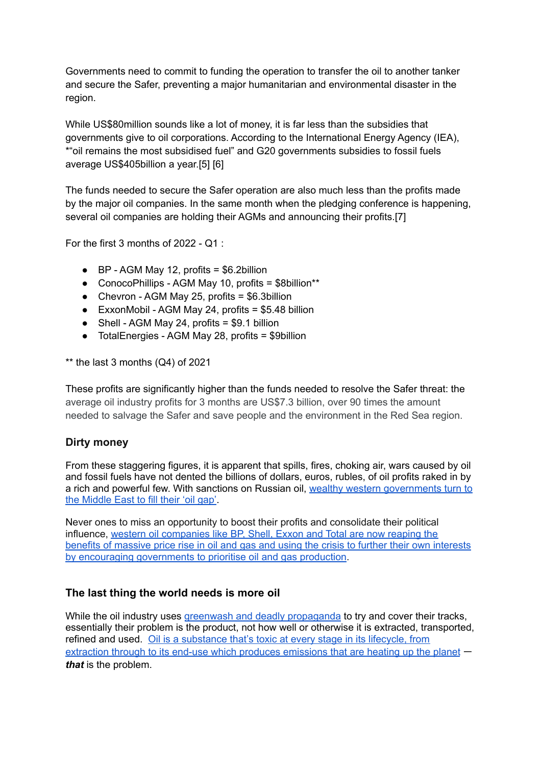Governments need to commit to funding the operation to transfer the oil to another tanker and secure the Safer, preventing a major humanitarian and environmental disaster in the region.

While US$80million sounds like a lot of money, it is far less than the subsidies that governments give to oil corporations. According to the International Energy Agency (IEA), *"oil remains the most subsidised fuel" and G20 governments subsidies to fossil fuels average US$405billion a year.[5] [6]

The funds needed to secure the Safer operation are also much less than the profits made by the major oil companies. In the same month when the pledging conference is happening, several oil companies are holding their AGMs and announcing their profits.[7]

For the first 3 months of 2022 - Q1 :

- BP - AGM May 12, profits = $6.2billion
- ConocoPhillips - AGM May 10, profits = $8billion**
- Chevron - AGM May 25, profits = $6.3billion
- ExxonMobil - AGM May 24, profits = $5.48 billion
- Shell - AGM May 24, profits = $9.1 billion
- TotalEnergies - AGM May 28, profits = $9billion

** the last 3 months (Q4) of 2021

These profits are significantly higher than the funds needed to resolve the Safer threat: the average oil industry profits for 3 months are US$7.3 billion, over 90 times the amount needed to salvage the Safer and save people and the environment in the Red Sea region.

### Dirty money

From these staggering figures, it is apparent that spills, fires, choking air, wars caused by oil and fossil fuels have not dented the billions of dollars, euros, rubles, of oil profits raked in by a rich and powerful few. With sanctions on Russian oil, wealthy western governments turn to the Middle East to fill their 'oil gap'.

Never ones to miss an opportunity to boost their profits and consolidate their political influence, western oil companies like BP, Shell, Exxon and Total are now reaping the benefits of massive price rise in oil and gas and using the crisis to further their own interests by encouraging governments to prioritise oil and gas production.

### The last thing the world needs is more oil

While the oil industry uses greenwash and deadly propaganda to try and cover their tracks, essentially their problem is the product, not how well or otherwise it is extracted, transported, refined and used. Oil is a substance that's toxic at every stage in its lifecycle, from extraction through to its end-use which produces emissions that are heating up the planet — ***that*** is the problem.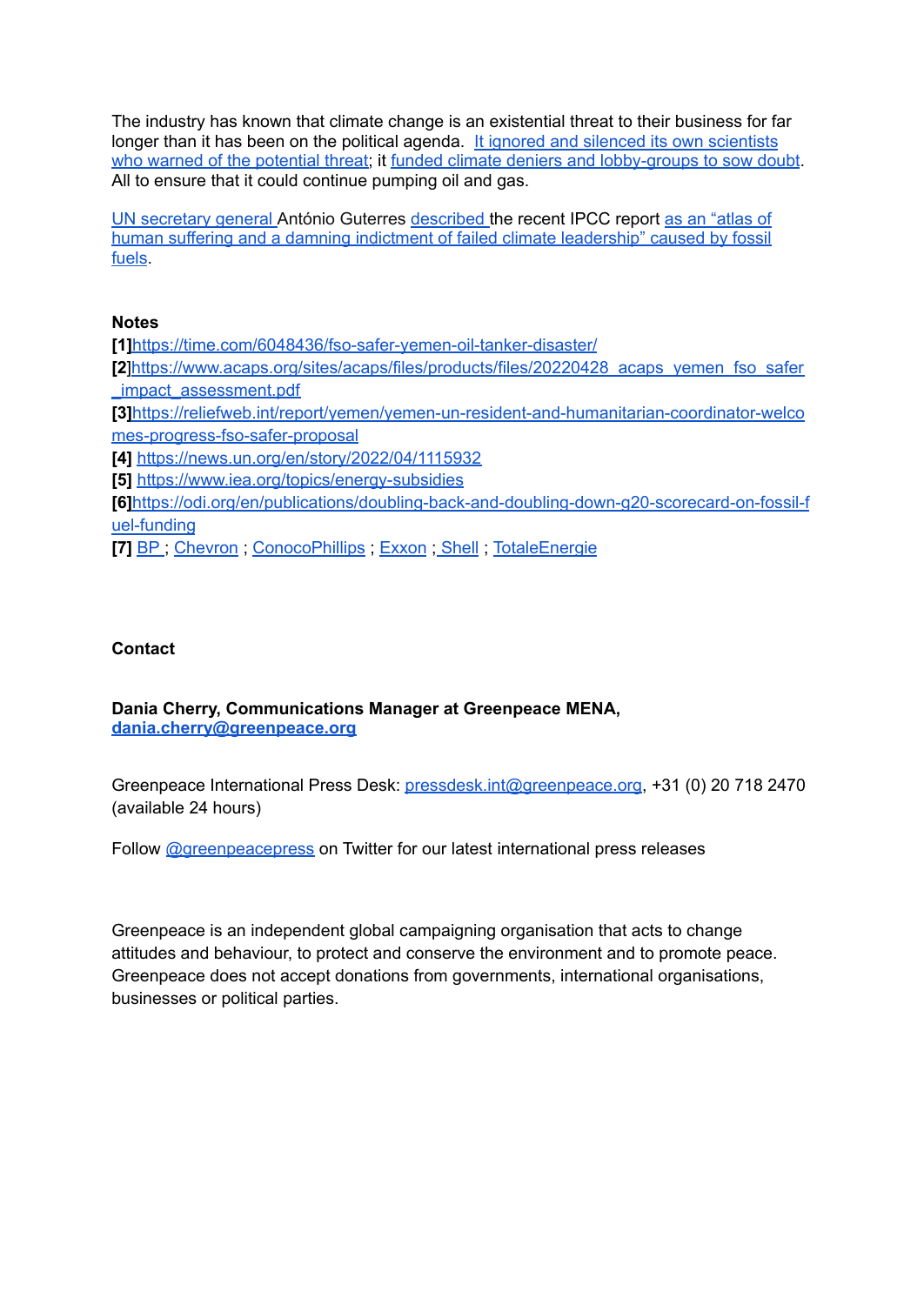The industry has known that climate change is an existential threat to their business for far longer than it has been on the political agenda. It ignored and silenced its own scientists who warned of the potential threat; it funded climate deniers and lobby-groups to sow doubt. All to ensure that it could continue pumping oil and gas.

UN secretary general António Guterres described the recent IPCC report as an "atlas of human suffering and a damning indictment of failed climate leadership" caused by fossil fuels.

**Notes**

**[1]** https://time.com/6048436/fso-safer-yemen-oil-tanker-disaster/
**[2]** https://www.acaps.org/sites/acaps/files/products/files/20220428_acaps_yemen_fso_safer_impact_assessment.pdf
**[3]** https://reliefweb.int/report/yemen/yemen-un-resident-and-humanitarian-coordinator-welcomes-progress-fso-safer-proposal
**[4]** https://news.un.org/en/story/2022/04/1115932
**[5]** https://www.iea.org/topics/energy-subsidies
**[6]** https://odi.org/en/publications/doubling-back-and-doubling-down-g20-scorecard-on-fossil-fuel-funding
**[7]** BP ; Chevron ; ConocoPhillips ; Exxon ; Shell ; TotaleEnergie

**Contact**

**Dania Cherry, Communications Manager at Greenpeace MENA, dania.cherry@greenpeace.org**

Greenpeace International Press Desk: pressdesk.int@greenpeace.org, +31 (0) 20 718 2470 (available 24 hours)

Follow @greenpeacepress on Twitter for our latest international press releases

Greenpeace is an independent global campaigning organisation that acts to change attitudes and behaviour, to protect and conserve the environment and to promote peace. Greenpeace does not accept donations from governments, international organisations, businesses or political parties.